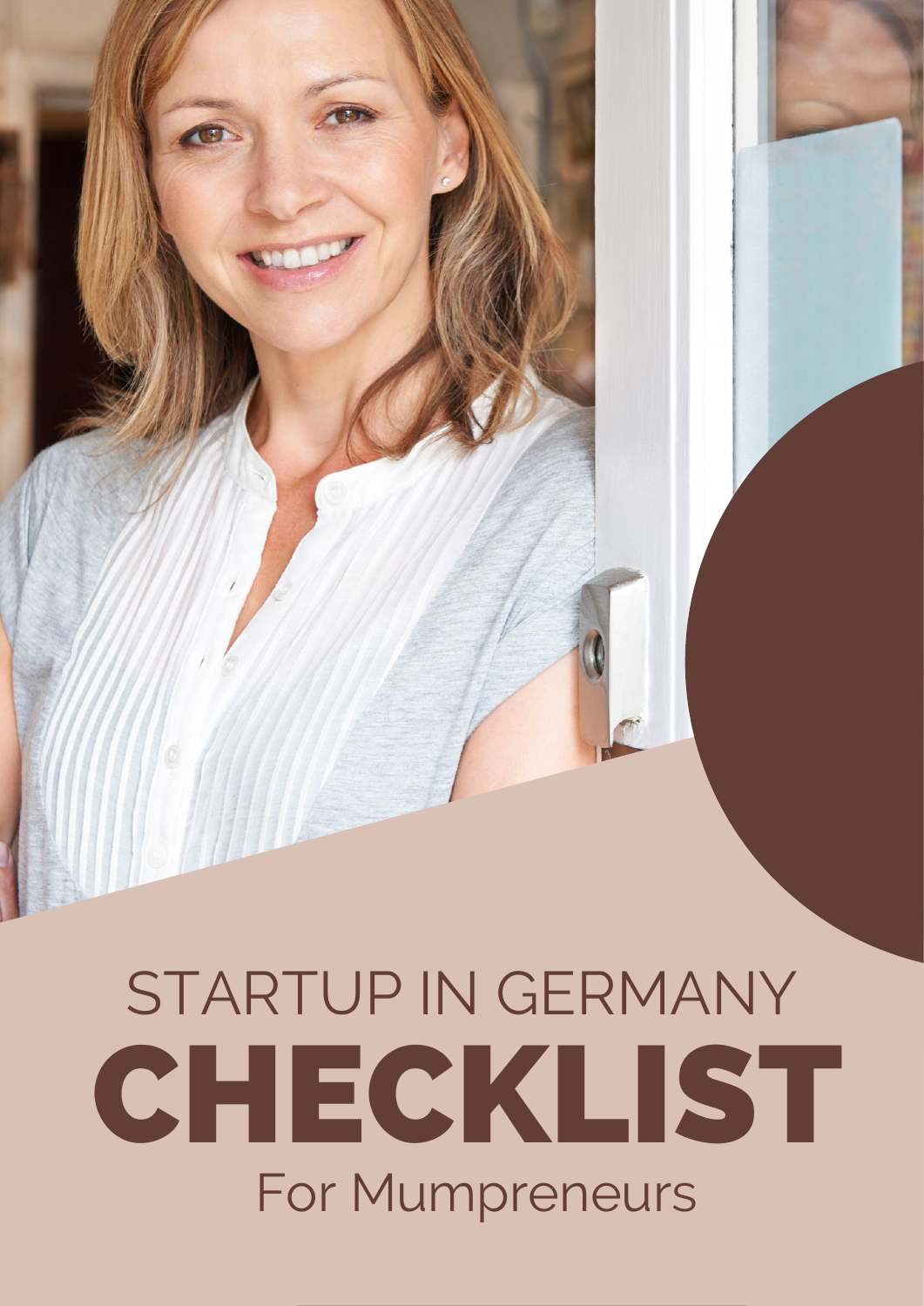STARTUP IN GERMANY

# CHECKLIST

For Mumpreneurs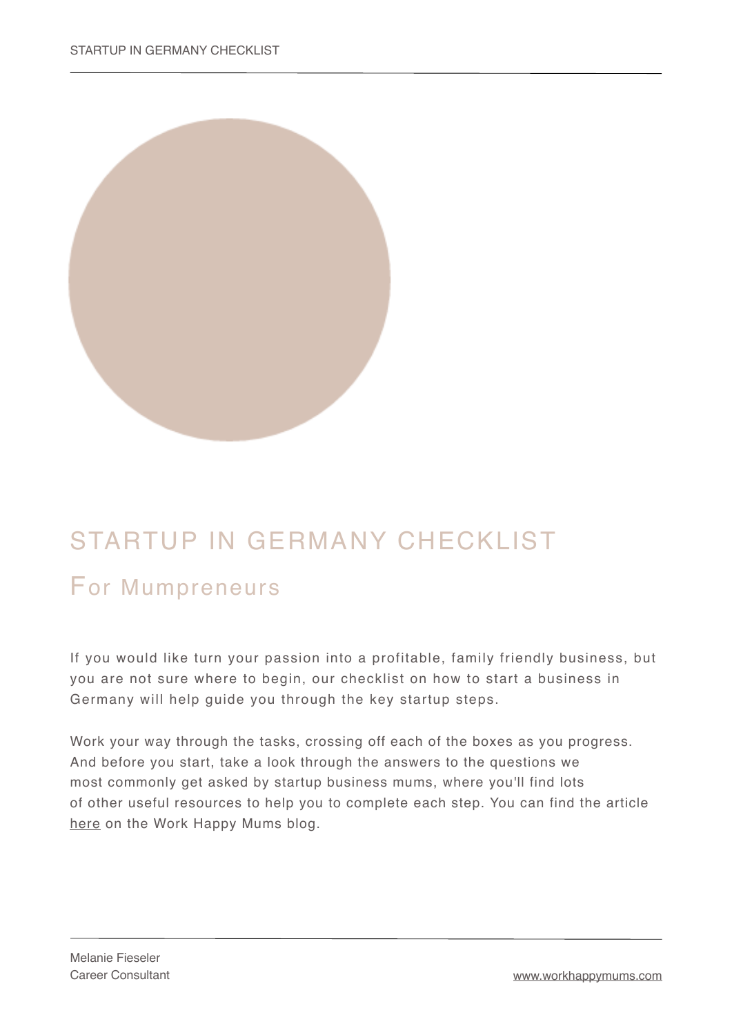# STARTUP IN GERMANY CHECKLIST

## For Mumpreneurs

If you would like turn your passion into a profitable, family friendly business, but you are not sure where to begin, our checklist on how to start a business in Germany will help guide you through the key startup steps.

Work your way through the tasks, crossing off each of the boxes as you progress. And before you start, take a look through the answers to the questions we most commonly get asked by startup business mums, where you'll find lots of other useful resources to help you to complete each step. You can find the article here on the Work Happy Mums blog.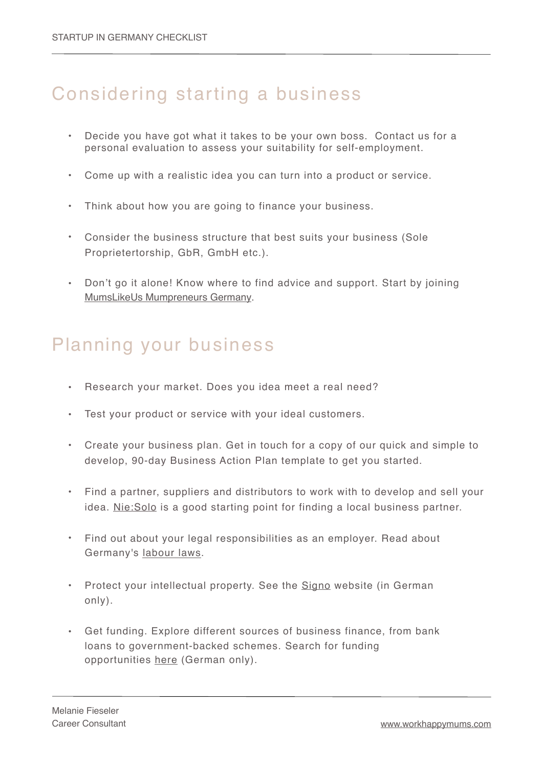## Considering starting a business

- Decide you have got what it takes to be your own boss. Contact us for a personal evaluation to assess your suitability for self-employment.
- Come up with a realistic idea you can turn into a product or service.
- Think about how you are going to finance your business.
- Consider the business structure that best suits your business (Sole Proprietertorship, GbR, GmbH etc.).
- Don't go it alone! Know where to find advice and support. Start by joining MumsLikeUs Mumpreneurs Germany.

## Planning your business

- Research your market. Does you idea meet a real need?
- Test your product or service with your ideal customers.
- Create your business plan. Get in touch for a copy of our quick and simple to develop, 90-day Business Action Plan template to get you started.
- Find a partner, suppliers and distributors to work with to develop and sell your idea. Nie:Solo is a good starting point for finding a local business partner.
- Find out about your legal responsibilities as an employer. Read about Germany's labour laws.
- Protect your intellectual property. See the Signo website (in German only).
- Get funding. Explore different sources of business finance, from bank loans to government-backed schemes. Search for funding opportunities here (German only).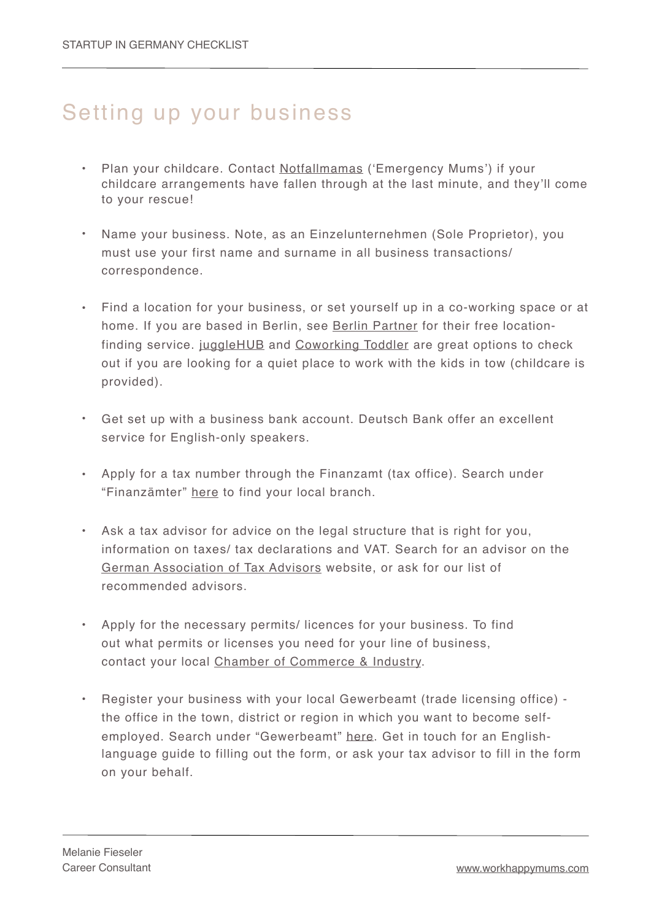# Setting up your business

- Plan your childcare. Contact Notfallmamas ('Emergency Mums') if your childcare arrangements have fallen through at the last minute, and they'll come to your rescue!

- Name your business. Note, as an Einzelunternehmen (Sole Proprietor), you must use your first name and surname in all business transactions/ correspondence.

- Find a location for your business, or set yourself up in a co-working space or at home. If you are based in Berlin, see Berlin Partner for their free location-finding service. juggleHUB and Coworking Toddler are great options to check out if you are looking for a quiet place to work with the kids in tow (childcare is provided).

- Get set up with a business bank account. Deutsch Bank offer an excellent service for English-only speakers.

- Apply for a tax number through the Finanzamt (tax office). Search under "Finanzämter" here to find your local branch.

- Ask a tax advisor for advice on the legal structure that is right for you, information on taxes/ tax declarations and VAT. Search for an advisor on the German Association of Tax Advisors website, or ask for our list of recommended advisors.

- Apply for the necessary permits/ licences for your business. To find out what permits or licenses you need for your line of business, contact your local Chamber of Commerce & Industry.

- Register your business with your local Gewerbeamt (trade licensing office) - the office in the town, district or region in which you want to become self-employed. Search under "Gewerbeamt" here. Get in touch for an English-language guide to filling out the form, or ask your tax advisor to fill in the form on your behalf.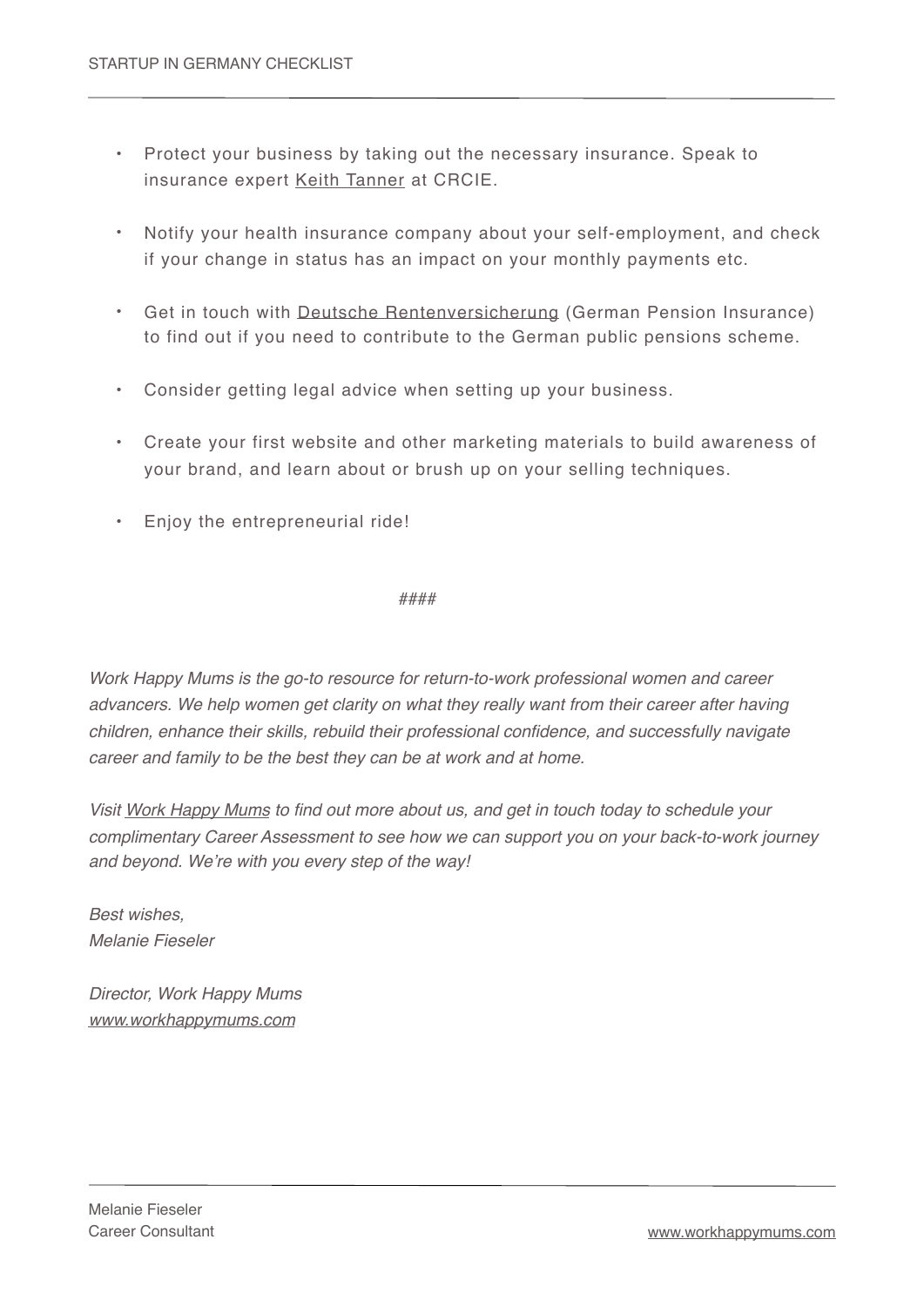- Protect your business by taking out the necessary insurance. Speak to insurance expert Keith Tanner at CRCIE.
- Notify your health insurance company about your self-employment, and check if your change in status has an impact on your monthly payments etc.
- Get in touch with Deutsche Rentenversicherung (German Pension Insurance) to find out if you need to contribute to the German public pensions scheme.
- Consider getting legal advice when setting up your business.
- Create your first website and other marketing materials to build awareness of your brand, and learn about or brush up on your selling techniques.
- Enjoy the entrepreneurial ride!

####

*Work Happy Mums is the go-to resource for return-to-work professional women and career advancers. We help women get clarity on what they really want from their career after having children, enhance their skills, rebuild their professional confidence, and successfully navigate career and family to be the best they can be at work and at home.*

*Visit Work Happy Mums to find out more about us, and get in touch today to schedule your complimentary Career Assessment to see how we can support you on your back-to-work journey and beyond. We're with you every step of the way!*

*Best wishes,*
*Melanie Fieseler*

*Director, Work Happy Mums*
*www.workhappymums.com*